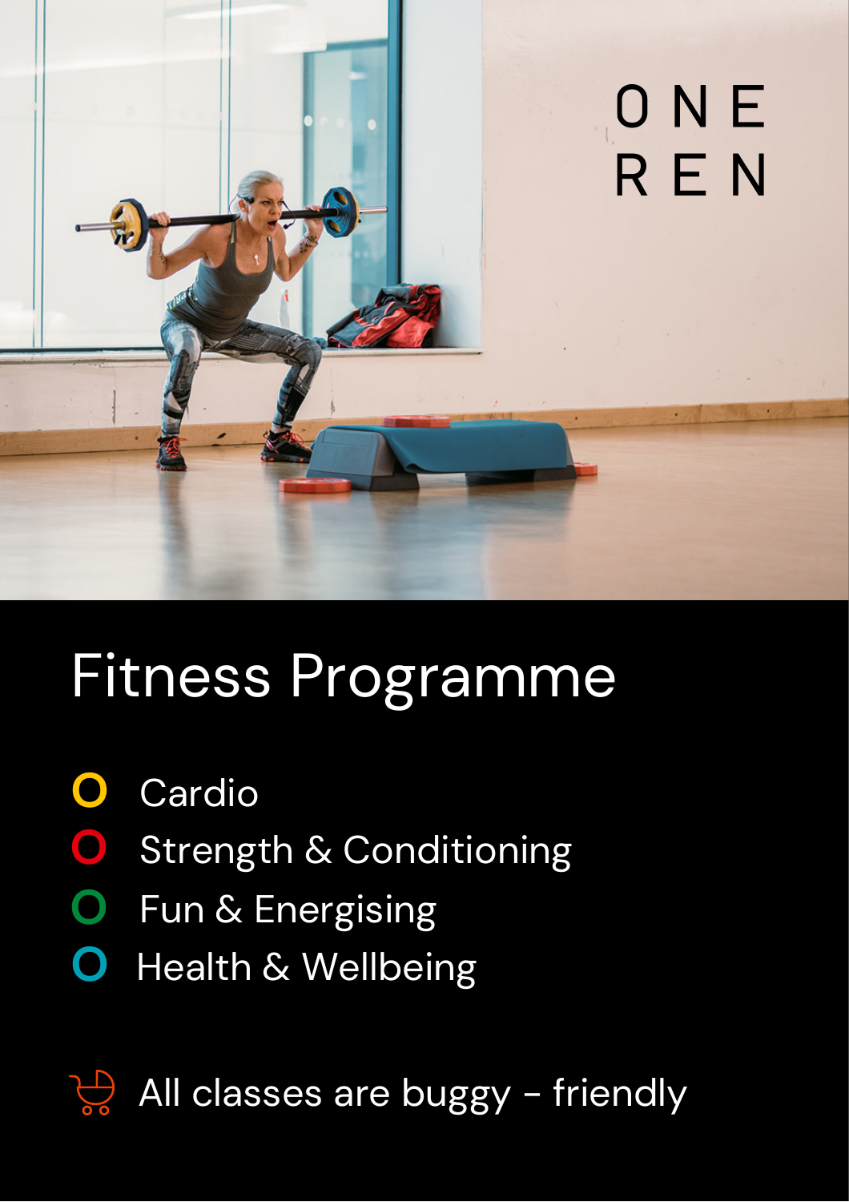ONE REN

# Fitness Programme

- Cardio
- Strength & Conditioning
- Fun & Energising
- Health & Wellbeing

All classes are buggy - friendly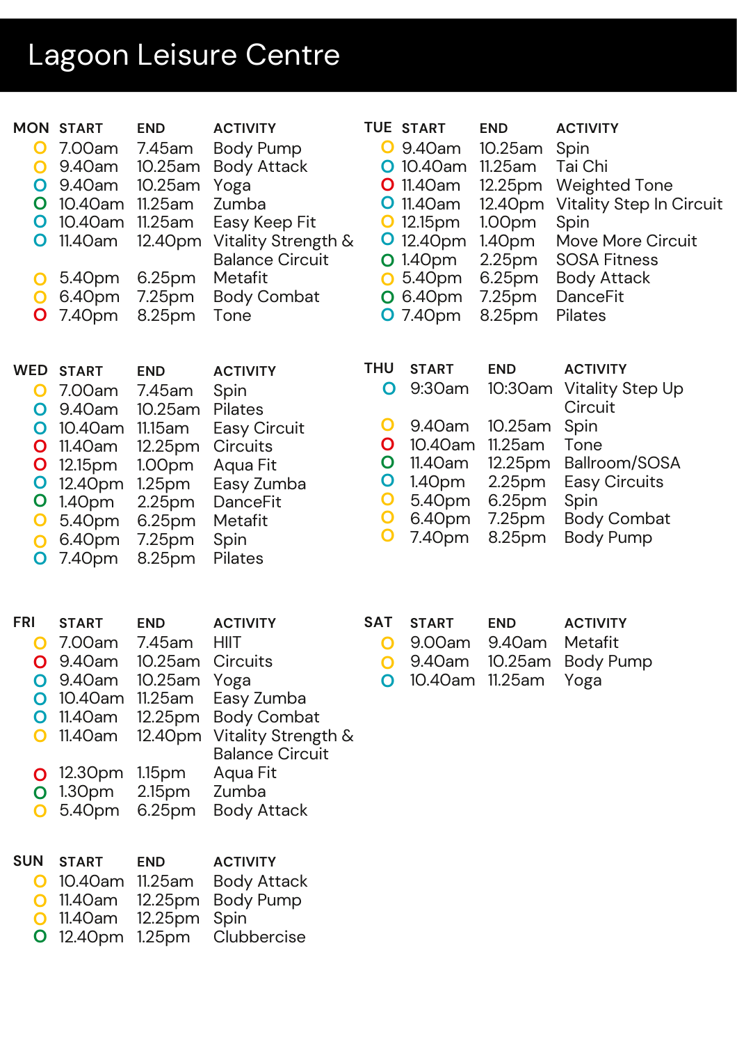# Lagoon Leisure Centre

| MON | START | END | ACTIVITY |
|---|---|---|---|
| O | 7.00am | 7.45am | Body Pump |
| O | 9.40am | 10.25am | Body Attack |
| O | 9.40am | 10.25am | Yoga |
| O | 10.40am | 11.25am | Zumba |
| O | 10.40am | 11.25am | Easy Keep Fit |
| O | 11.40am | 12.40pm | Vitality Strength & Balance Circuit |
| O | 5.40pm | 6.25pm | Metafit |
| O | 6.40pm | 7.25pm | Body Combat |
| O | 7.40pm | 8.25pm | Tone |

| TUE | START | END | ACTIVITY |
|---|---|---|---|
| O | 9.40am | 10.25am | Spin |
| O | 10.40am | 11.25am | Tai Chi |
| O | 11.40am | 12.25pm | Weighted Tone |
| O | 11.40am | 12.40pm | Vitality Step In Circuit |
| O | 12.15pm | 1.00pm | Spin |
| O | 12.40pm | 1.40pm | Move More Circuit |
| O | 1.40pm | 2.25pm | SOSA Fitness |
| O | 5.40pm | 6.25pm | Body Attack |
| O | 6.40pm | 7.25pm | DanceFit |
| O | 7.40pm | 8.25pm | Pilates |

| WED | START | END | ACTIVITY |
|---|---|---|---|
| O | 7.00am | 7.45am | Spin |
| O | 9.40am | 10.25am | Pilates |
| O | 10.40am | 11.15am | Easy Circuit |
| O | 11.40am | 12.25pm | Circuits |
| O | 12.15pm | 1.00pm | Aqua Fit |
| O | 12.40pm | 1.25pm | Easy Zumba |
| O | 1.40pm | 2.25pm | DanceFit |
| O | 5.40pm | 6.25pm | Metafit |
| O | 6.40pm | 7.25pm | Spin |
| O | 7.40pm | 8.25pm | Pilates |

| THU | START | END | ACTIVITY |
|---|---|---|---|
| O | 9:30am | 10:30am | Vitality Step Up Circuit |
| O | 9.40am | 10.25am | Spin |
| O | 10.40am | 11.25am | Tone |
| O | 11.40am | 12.25pm | Ballroom/SOSA |
| O | 1.40pm | 2.25pm | Easy Circuits |
| O | 5.40pm | 6.25pm | Spin |
| O | 6.40pm | 7.25pm | Body Combat |
| O | 7.40pm | 8.25pm | Body Pump |

| FRI | START | END | ACTIVITY |
|---|---|---|---|
| O | 7.00am | 7.45am | HIIT |
| O | 9.40am | 10.25am | Circuits |
| O | 9.40am | 10.25am | Yoga |
| O | 10.40am | 11.25am | Easy Zumba |
| O | 11.40am | 12.25pm | Body Combat |
| O | 11.40am | 12.40pm | Vitality Strength & Balance Circuit |
| O | 12.30pm | 1.15pm | Aqua Fit |
| O | 1.30pm | 2.15pm | Zumba |
| O | 5.40pm | 6.25pm | Body Attack |

| SAT | START | END | ACTIVITY |
|---|---|---|---|
| O | 9.00am | 9.40am | Metafit |
| O | 9.40am | 10.25am | Body Pump |
| O | 10.40am | 11.25am | Yoga |

| SUN | START | END | ACTIVITY |
|---|---|---|---|
| O | 10.40am | 11.25am | Body Attack |
| O | 11.40am | 12.25pm | Body Pump |
| O | 11.40am | 12.25pm | Spin |
| O | 12.40pm | 1.25pm | Clubbercise |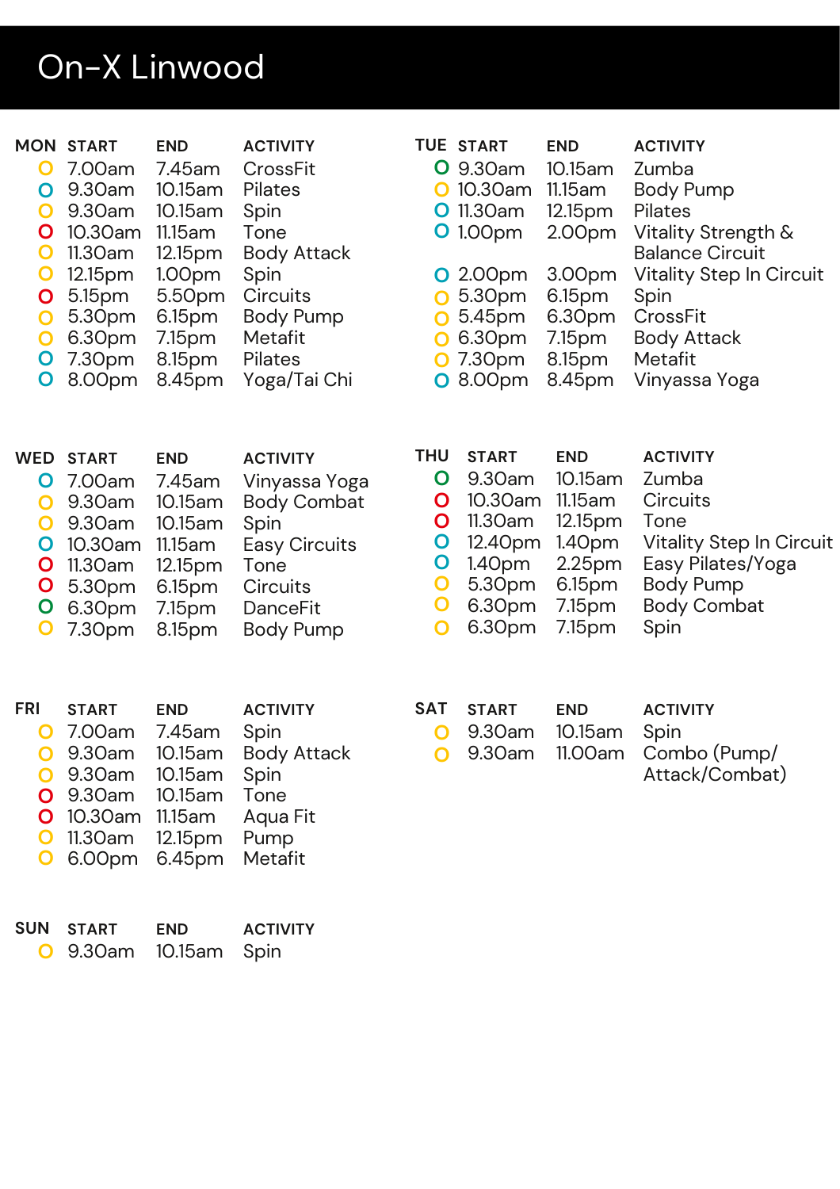# On-X Linwood

## MON

| START | END | ACTIVITY |
|---|---|---|
| 7.00am | 7.45am | CrossFit |
| 9.30am | 10.15am | Pilates |
| 9.30am | 10.15am | Spin |
| 10.30am | 11.15am | Tone |
| 11.30am | 12.15pm | Body Attack |
| 12.15pm | 1.00pm | Spin |
| 5.15pm | 5.50pm | Circuits |
| 5.30pm | 6.15pm | Body Pump |
| 6.30pm | 7.15pm | Metafit |
| 7.30pm | 8.15pm | Pilates |
| 8.00pm | 8.45pm | Yoga/Tai Chi |

## TUE

| START | END | ACTIVITY |
|---|---|---|
| 9.30am | 10.15am | Zumba |
| 10.30am | 11.15am | Body Pump |
| 11.30am | 12.15pm | Pilates |
| 1.00pm | 2.00pm | Vitality Strength & Balance Circuit |
| 2.00pm | 3.00pm | Vitality Step In Circuit |
| 5.30pm | 6.15pm | Spin |
| 5.45pm | 6.30pm | CrossFit |
| 6.30pm | 7.15pm | Body Attack |
| 7.30pm | 8.15pm | Metafit |
| 8.00pm | 8.45pm | Vinyassa Yoga |

## WED

| START | END | ACTIVITY |
|---|---|---|
| 7.00am | 7.45am | Vinyassa Yoga |
| 9.30am | 10.15am | Body Combat |
| 9.30am | 10.15am | Spin |
| 10.30am | 11.15am | Easy Circuits |
| 11.30am | 12.15pm | Tone |
| 5.30pm | 6.15pm | Circuits |
| 6.30pm | 7.15pm | DanceFit |
| 7.30pm | 8.15pm | Body Pump |

## THU

| START | END | ACTIVITY |
|---|---|---|
| 9.30am | 10.15am | Zumba |
| 10.30am | 11.15am | Circuits |
| 11.30am | 12.15pm | Tone |
| 12.40pm | 1.40pm | Vitality Step In Circuit |
| 1.40pm | 2.25pm | Easy Pilates/Yoga |
| 5.30pm | 6.15pm | Body Pump |
| 6.30pm | 7.15pm | Body Combat |
| 6.30pm | 7.15pm | Spin |

## FRI

| START | END | ACTIVITY |
|---|---|---|
| 7.00am | 7.45am | Spin |
| 9.30am | 10.15am | Body Attack |
| 9.30am | 10.15am | Spin |
| 9.30am | 10.15am | Tone |
| 10.30am | 11.15am | Aqua Fit |
| 11.30am | 12.15pm | Pump |
| 6.00pm | 6.45pm | Metafit |

## SAT

| START | END | ACTIVITY |
|---|---|---|
| 9.30am | 10.15am | Spin |
| 9.30am | 11.00am | Combo (Pump/Attack/Combat) |

## SUN

| START | END | ACTIVITY |
|---|---|---|
| 9.30am | 10.15am | Spin |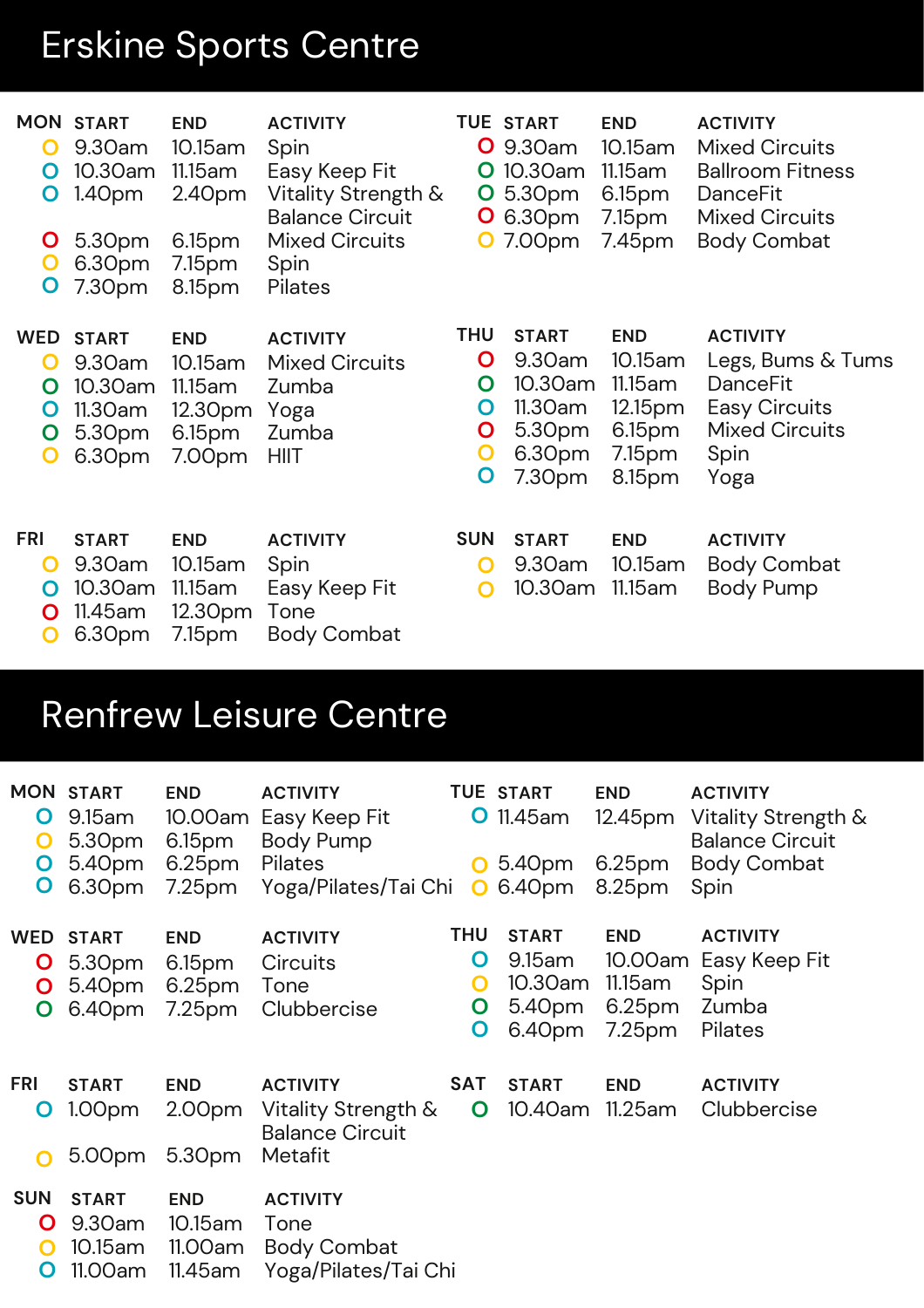# Erskine Sports Centre

**MON**

| START | END | ACTIVITY |
|---|---|---|
| 9.30am | 10.15am | Spin |
| 10.30am | 11.15am | Easy Keep Fit |
| 1.40pm | 2.40pm | Vitality Strength & Balance Circuit |
| 5.30pm | 6.15pm | Mixed Circuits |
| 6.30pm | 7.15pm | Spin |
| 7.30pm | 8.15pm | Pilates |

**TUE**

| START | END | ACTIVITY |
|---|---|---|
| 9.30am | 10.15am | Mixed Circuits |
| 10.30am | 11.15am | Ballroom Fitness |
| 5.30pm | 6.15pm | DanceFit |
| 6.30pm | 7.15pm | Mixed Circuits |
| 7.00pm | 7.45pm | Body Combat |

**WED**

| START | END | ACTIVITY |
|---|---|---|
| 9.30am | 10.15am | Mixed Circuits |
| 10.30am | 11.15am | Zumba |
| 11.30am | 12.30pm | Yoga |
| 5.30pm | 6.15pm | Zumba |
| 6.30pm | 7.00pm | HIIT |

**THU**

| START | END | ACTIVITY |
|---|---|---|
| 9.30am | 10.15am | Legs, Bums & Tums |
| 10.30am | 11.15am | DanceFit |
| 11.30am | 12.15pm | Easy Circuits |
| 5.30pm | 6.15pm | Mixed Circuits |
| 6.30pm | 7.15pm | Spin |
| 7.30pm | 8.15pm | Yoga |

**FRI**

| START | END | ACTIVITY |
|---|---|---|
| 9.30am | 10.15am | Spin |
| 10.30am | 11.15am | Easy Keep Fit |
| 11.45am | 12.30pm | Tone |
| 6.30pm | 7.15pm | Body Combat |

**SUN**

| START | END | ACTIVITY |
|---|---|---|
| 9.30am | 10.15am | Body Combat |
| 10.30am | 11.15am | Body Pump |

# Renfrew Leisure Centre

**MON**

| START | END | ACTIVITY |
|---|---|---|
| 9.15am | 10.00am | Easy Keep Fit |
| 5.30pm | 6.15pm | Body Pump |
| 5.40pm | 6.25pm | Pilates |
| 6.30pm | 7.25pm | Yoga/Pilates/Tai Chi |

**TUE**

| START | END | ACTIVITY |
|---|---|---|
| 11.45am | 12.45pm | Vitality Strength & Balance Circuit |
| 5.40pm | 6.25pm | Body Combat |
| 6.40pm | 8.25pm | Spin |

**WED**

| START | END | ACTIVITY |
|---|---|---|
| 5.30pm | 6.15pm | Circuits |
| 5.40pm | 6.25pm | Tone |
| 6.40pm | 7.25pm | Clubbercise |

**THU**

| START | END | ACTIVITY |
|---|---|---|
| 9.15am | 10.00am | Easy Keep Fit |
| 10.30am | 11.15am | Spin |
| 5.40pm | 6.25pm | Zumba |
| 6.40pm | 7.25pm | Pilates |

**FRI**

| START | END | ACTIVITY |
|---|---|---|
| 1.00pm | 2.00pm | Vitality Strength & Balance Circuit |
| 5.00pm | 5.30pm | Metafit |

**SAT**

| START | END | ACTIVITY |
|---|---|---|
| 10.40am | 11.25am | Clubbercise |

**SUN**

| START | END | ACTIVITY |
|---|---|---|
| 9.30am | 10.15am | Tone |
| 10.15am | 11.00am | Body Combat |
| 11.00am | 11.45am | Yoga/Pilates/Tai Chi |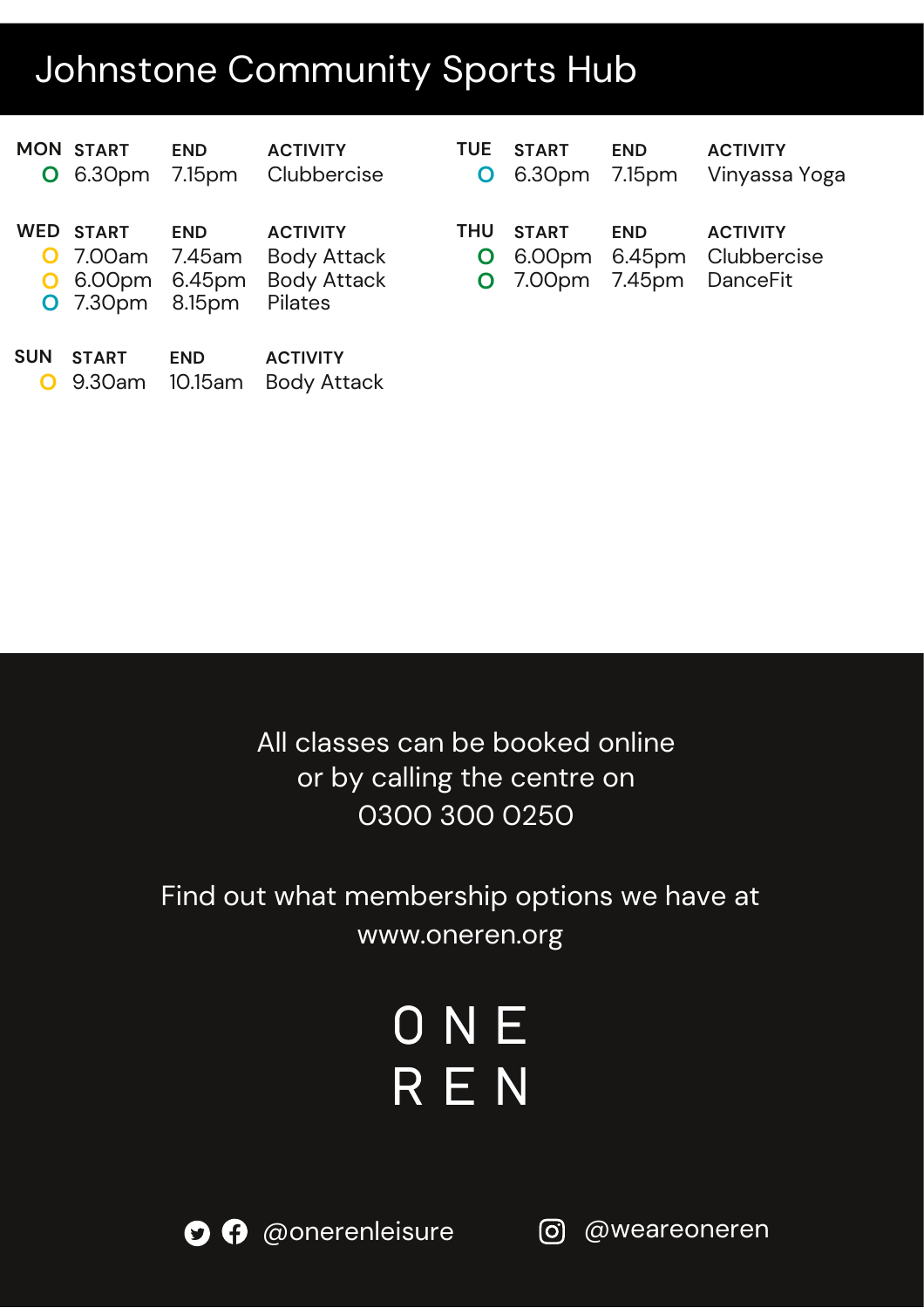# Johnstone Community Sports Hub

| MON | START | END | ACTIVITY |
|---|---|---|---|
| O | 6.30pm | 7.15pm | Clubbercise |

| TUE | START | END | ACTIVITY |
|---|---|---|---|
| O | 6.30pm | 7.15pm | Vinyassa Yoga |

| WED | START | END | ACTIVITY |
|---|---|---|---|
| O | 7.00am | 7.45am | Body Attack |
| O | 6.00pm | 6.45pm | Body Attack |
| O | 7.30pm | 8.15pm | Pilates |

| THU | START | END | ACTIVITY |
|---|---|---|---|
| O | 6.00pm | 6.45pm | Clubbercise |
| O | 7.00pm | 7.45pm | DanceFit |

| SUN | START | END | ACTIVITY |
|---|---|---|---|
| O | 9.30am | 10.15am | Body Attack |

All classes can be booked online
or by calling the centre on
0300 300 0250

Find out what membership options we have at
www.oneren.org

ONE
REN

@onerenleisure

@weareoneren